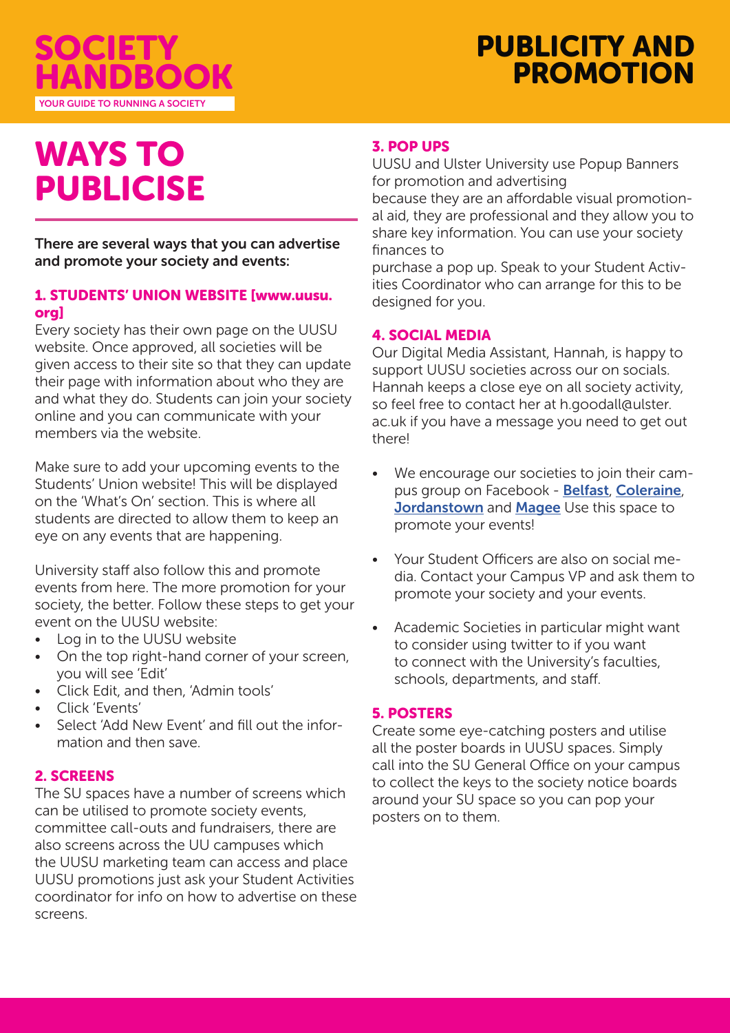# WAYS TO PUBLICISE

There are several ways that you can advertise and promote your society and events:

### 1. STUDENTS' UNION WEBSITE [www.uusu.org]

Every society has their own page on the UUSU website. Once approved, all societies will be given access to their site so that they can update their page with information about who they are and what they do. Students can join your society online and you can communicate with your members via the website.

Make sure to add your upcoming events to the Students' Union website! This will be displayed on the 'What's On' section. This is where all students are directed to allow them to keep an eye on any events that are happening.

University staff also follow this and promote events from here. The more promotion for your society, the better. Follow these steps to get your event on the UUSU website:

- Log in to the UUSU website
- On the top right-hand corner of your screen, you will see 'Edit'
- Click Edit, and then, 'Admin tools'
- Click 'Events'
- Select 'Add New Event' and fill out the information and then save.

### 2. SCREENS

The SU spaces have a number of screens which can be utilised to promote society events, committee call-outs and fundraisers, there are also screens across the UU campuses which the UUSU marketing team can access and place UUSU promotions just ask your Student Activities coordinator for info on how to advertise on these screens.

### 3. POP UPS

UUSU and Ulster University use Popup Banners for promotion and advertising because they are an affordable visual promotional aid, they are professional and they allow you to share key information. You can use your society finances to purchase a pop up. Speak to your Student Activities Coordinator who can arrange for this to be designed for you.

### 4. SOCIAL MEDIA

Our Digital Media Assistant, Hannah, is happy to support UUSU societies across our on socials. Hannah keeps a close eye on all society activity, so feel free to contact her at h.goodall@ulster.ac.uk if you have a message you need to get out there!

- We encourage our societies to join their campus group on Facebook - Belfast, Coleraine, Jordanstown and Magee Use this space to promote your events!
- Your Student Officers are also on social media. Contact your Campus VP and ask them to promote your society and your events.
- Academic Societies in particular might want to consider using twitter to if you want to connect with the University's faculties, schools, departments, and staff.

### 5. POSTERS

Create some eye-catching posters and utilise all the poster boards in UUSU spaces. Simply call into the SU General Office on your campus to collect the keys to the society notice boards around your SU space so you can pop your posters on to them.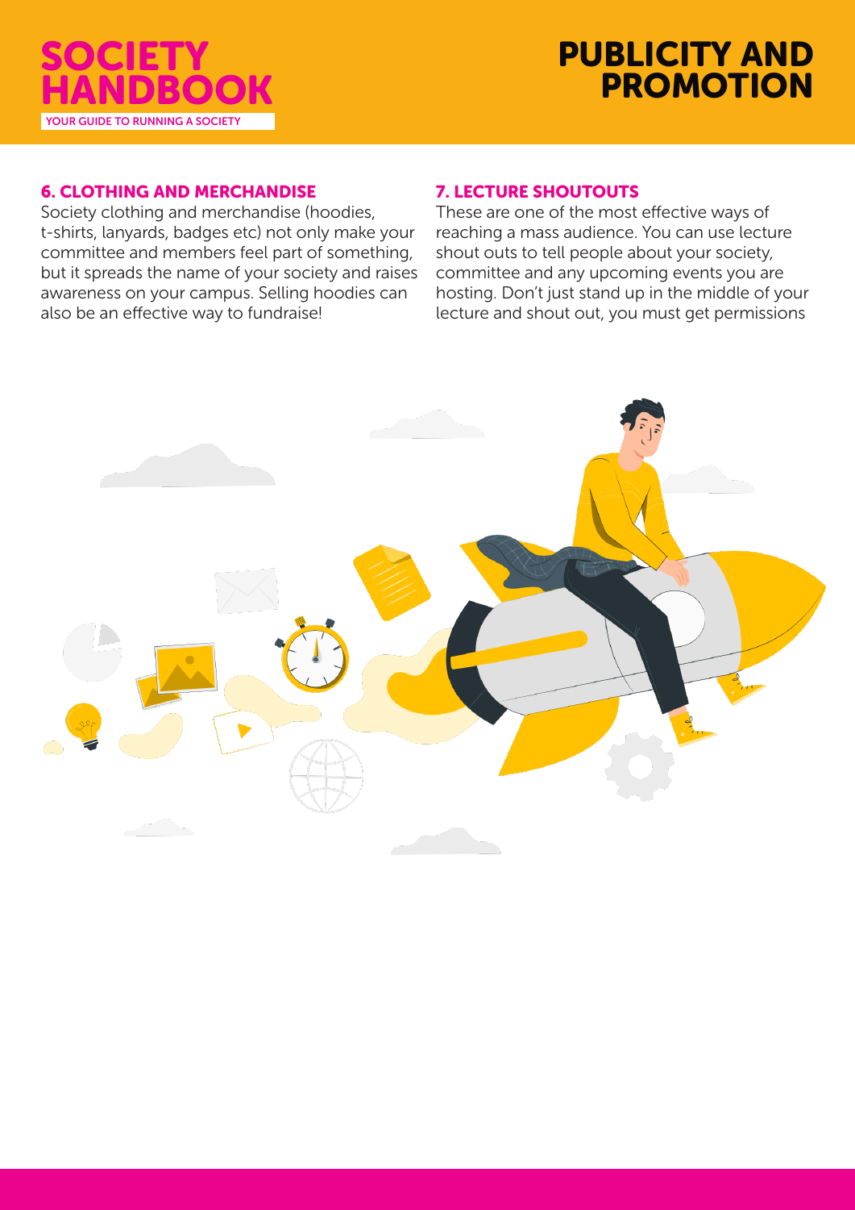## 6. CLOTHING AND MERCHANDISE

Society clothing and merchandise (hoodies, t-shirts, lanyards, badges etc) not only make your committee and members feel part of something, but it spreads the name of your society and raises awareness on your campus. Selling hoodies can also be an effective way to fundraise!

## 7. LECTURE SHOUTOUTS

These are one of the most effective ways of reaching a mass audience. You can use lecture shout outs to tell people about your society, committee and any upcoming events you are hosting. Don't just stand up in the middle of your lecture and shout out, you must get permissions